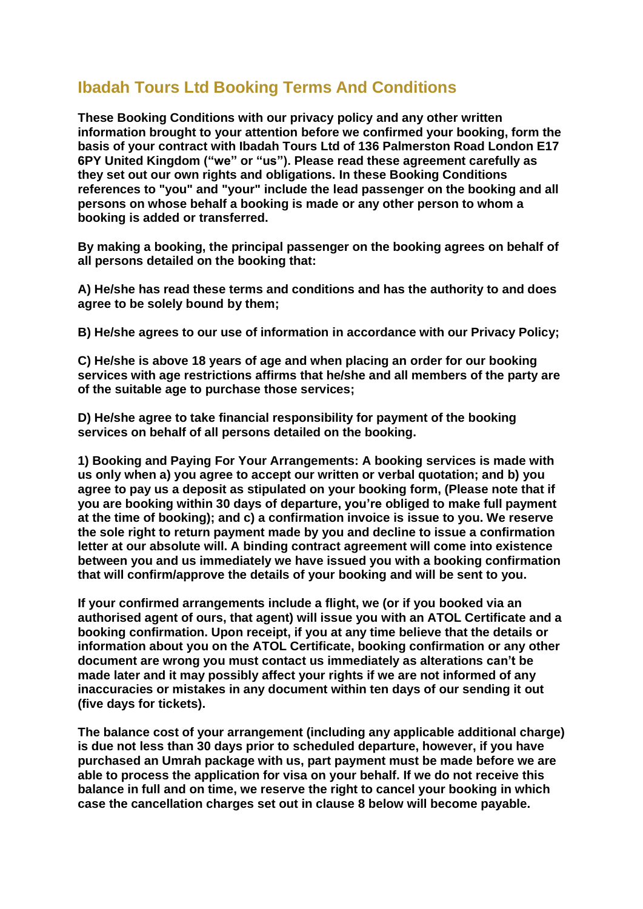# Ibadah Tours Ltd Booking Terms And Conditions

**These Booking Conditions with our privacy policy and any other written information brought to your attention before we confirmed your booking, form the basis of your contract with Ibadah Tours Ltd of 136 Palmerston Road London E17 6PY United Kingdom ("we" or "us"). Please read these agreement carefully as they set out our own rights and obligations. In these Booking Conditions references to "you" and "your" include the lead passenger on the booking and all persons on whose behalf a booking is made or any other person to whom a booking is added or transferred.**

**By making a booking, the principal passenger on the booking agrees on behalf of all persons detailed on the booking that:**

**A) He/she has read these terms and conditions and has the authority to and does agree to be solely bound by them;**

**B) He/she agrees to our use of information in accordance with our Privacy Policy;**

**C) He/she is above 18 years of age and when placing an order for our booking services with age restrictions affirms that he/she and all members of the party are of the suitable age to purchase those services;**

**D) He/she agree to take financial responsibility for payment of the booking services on behalf of all persons detailed on the booking.**

**1) Booking and Paying For Your Arrangements: A booking services is made with us only when a) you agree to accept our written or verbal quotation; and b) you agree to pay us a deposit as stipulated on your booking form, (Please note that if you are booking within 30 days of departure, you're obliged to make full payment at the time of booking); and c) a confirmation invoice is issue to you. We reserve the sole right to return payment made by you and decline to issue a confirmation letter at our absolute will. A binding contract agreement will come into existence between you and us immediately we have issued you with a booking confirmation that will confirm/approve the details of your booking and will be sent to you.**

**If your confirmed arrangements include a flight, we (or if you booked via an authorised agent of ours, that agent) will issue you with an ATOL Certificate and a booking confirmation. Upon receipt, if you at any time believe that the details or information about you on the ATOL Certificate, booking confirmation or any other document are wrong you must contact us immediately as alterations can't be made later and it may possibly affect your rights if we are not informed of any inaccuracies or mistakes in any document within ten days of our sending it out (five days for tickets).**

**The balance cost of your arrangement (including any applicable additional charge) is due not less than 30 days prior to scheduled departure, however, if you have purchased an Umrah package with us, part payment must be made before we are able to process the application for visa on your behalf. If we do not receive this balance in full and on time, we reserve the right to cancel your booking in which case the cancellation charges set out in clause 8 below will become payable.**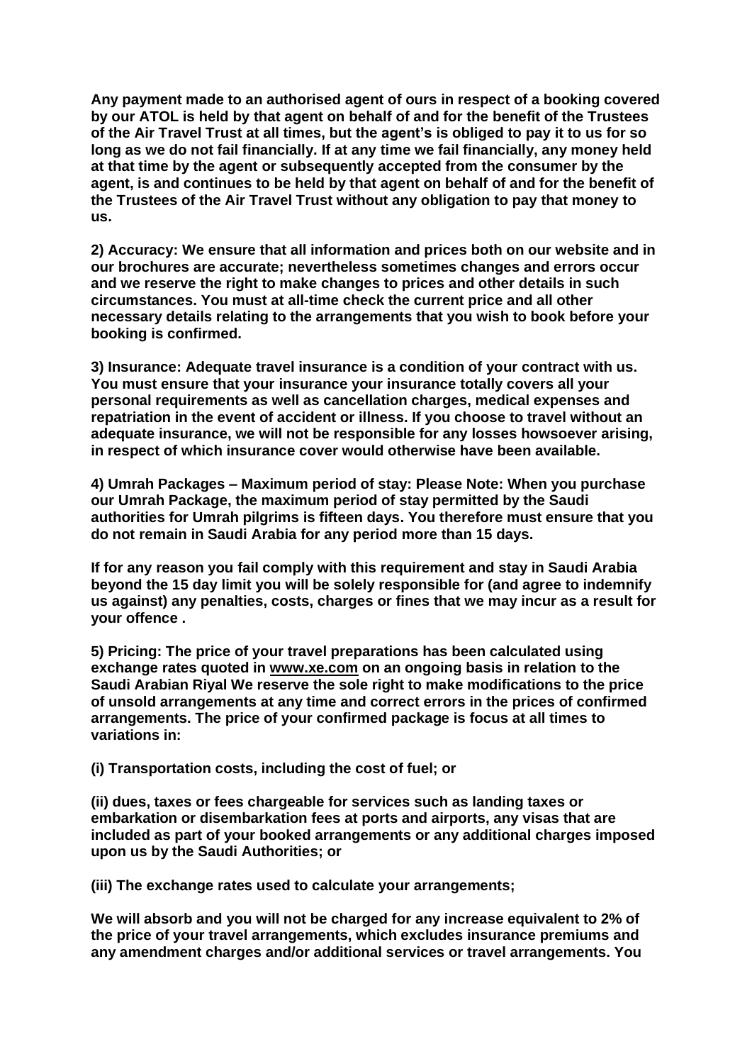**Any payment made to an authorised agent of ours in respect of a booking covered by our ATOL is held by that agent on behalf of and for the benefit of the Trustees of the Air Travel Trust at all times, but the agent's is obliged to pay it to us for so long as we do not fail financially. If at any time we fail financially, any money held at that time by the agent or subsequently accepted from the consumer by the agent, is and continues to be held by that agent on behalf of and for the benefit of the Trustees of the Air Travel Trust without any obligation to pay that money to us.**

**2) Accuracy: We ensure that all information and prices both on our website and in our brochures are accurate; nevertheless sometimes changes and errors occur and we reserve the right to make changes to prices and other details in such circumstances. You must at all-time check the current price and all other necessary details relating to the arrangements that you wish to book before your booking is confirmed.**

**3) Insurance: Adequate travel insurance is a condition of your contract with us. You must ensure that your insurance your insurance totally covers all your personal requirements as well as cancellation charges, medical expenses and repatriation in the event of accident or illness. If you choose to travel without an adequate insurance, we will not be responsible for any losses howsoever arising, in respect of which insurance cover would otherwise have been available.**

**4) Umrah Packages – Maximum period of stay: Please Note: When you purchase our Umrah Package, the maximum period of stay permitted by the Saudi authorities for Umrah pilgrims is fifteen days. You therefore must ensure that you do not remain in Saudi Arabia for any period more than 15 days.**

**If for any reason you fail comply with this requirement and stay in Saudi Arabia beyond the 15 day limit you will be solely responsible for (and agree to indemnify us against) any penalties, costs, charges or fines that we may incur as a result for your offence .**

**5) Pricing: The price of your travel preparations has been calculated using exchange rates quoted in www.xe.com on an ongoing basis in relation to the Saudi Arabian Riyal We reserve the sole right to make modifications to the price of unsold arrangements at any time and correct errors in the prices of confirmed arrangements. The price of your confirmed package is focus at all times to variations in:**

**(i) Transportation costs, including the cost of fuel; or**

**(ii) dues, taxes or fees chargeable for services such as landing taxes or embarkation or disembarkation fees at ports and airports, any visas that are included as part of your booked arrangements or any additional charges imposed upon us by the Saudi Authorities; or**

**(iii) The exchange rates used to calculate your arrangements;**

**We will absorb and you will not be charged for any increase equivalent to 2% of the price of your travel arrangements, which excludes insurance premiums and any amendment charges and/or additional services or travel arrangements. You**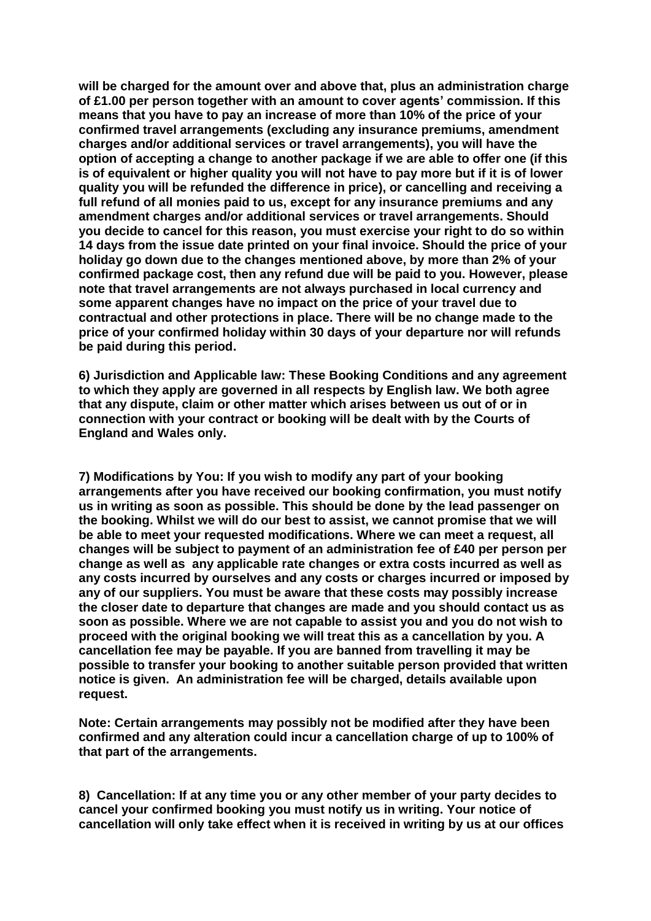**will be charged for the amount over and above that, plus an administration charge of £1.00 per person together with an amount to cover agents' commission. If this means that you have to pay an increase of more than 10% of the price of your confirmed travel arrangements (excluding any insurance premiums, amendment charges and/or additional services or travel arrangements), you will have the option of accepting a change to another package if we are able to offer one (if this is of equivalent or higher quality you will not have to pay more but if it is of lower quality you will be refunded the difference in price), or cancelling and receiving a full refund of all monies paid to us, except for any insurance premiums and any amendment charges and/or additional services or travel arrangements. Should you decide to cancel for this reason, you must exercise your right to do so within 14 days from the issue date printed on your final invoice. Should the price of your holiday go down due to the changes mentioned above, by more than 2% of your confirmed package cost, then any refund due will be paid to you. However, please note that travel arrangements are not always purchased in local currency and some apparent changes have no impact on the price of your travel due to contractual and other protections in place. There will be no change made to the price of your confirmed holiday within 30 days of your departure nor will refunds be paid during this period.**

**6) Jurisdiction and Applicable law: These Booking Conditions and any agreement to which they apply are governed in all respects by English law. We both agree that any dispute, claim or other matter which arises between us out of or in connection with your contract or booking will be dealt with by the Courts of England and Wales only.**

**7) Modifications by You: If you wish to modify any part of your booking arrangements after you have received our booking confirmation, you must notify us in writing as soon as possible. This should be done by the lead passenger on the booking. Whilst we will do our best to assist, we cannot promise that we will be able to meet your requested modifications. Where we can meet a request, all changes will be subject to payment of an administration fee of £40 per person per change as well as any applicable rate changes or extra costs incurred as well as any costs incurred by ourselves and any costs or charges incurred or imposed by any of our suppliers. You must be aware that these costs may possibly increase the closer date to departure that changes are made and you should contact us as soon as possible. Where we are not capable to assist you and you do not wish to proceed with the original booking we will treat this as a cancellation by you. A cancellation fee may be payable. If you are banned from travelling it may be possible to transfer your booking to another suitable person provided that written notice is given. An administration fee will be charged, details available upon request.**

**Note: Certain arrangements may possibly not be modified after they have been confirmed and any alteration could incur a cancellation charge of up to 100% of that part of the arrangements.**

**8) Cancellation: If at any time you or any other member of your party decides to cancel your confirmed booking you must notify us in writing. Your notice of cancellation will only take effect when it is received in writing by us at our offices**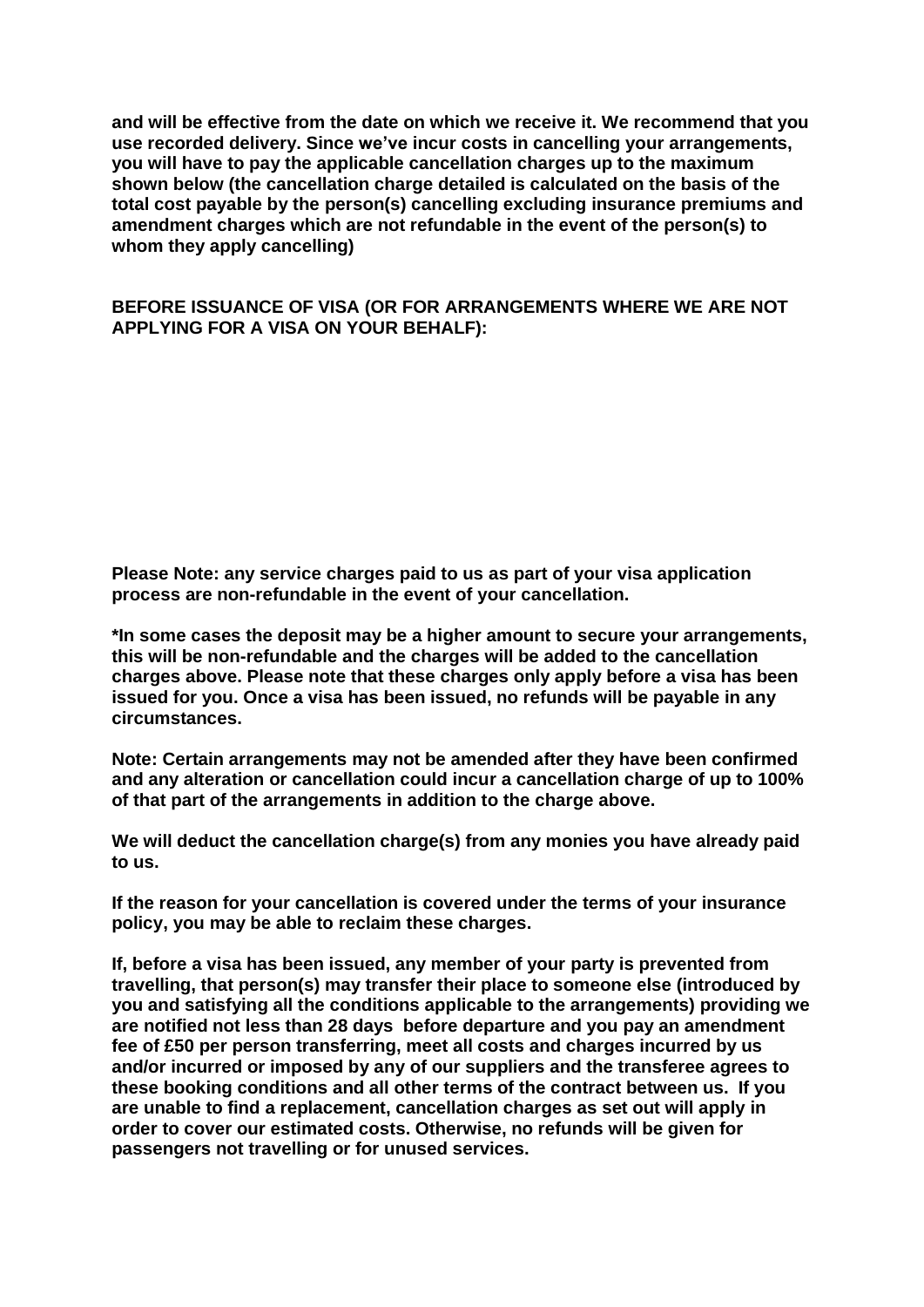**and will be effective from the date on which we receive it. We recommend that you use recorded delivery. Since we've incur costs in cancelling your arrangements, you will have to pay the applicable cancellation charges up to the maximum shown below (the cancellation charge detailed is calculated on the basis of the total cost payable by the person(s) cancelling excluding insurance premiums and amendment charges which are not refundable in the event of the person(s) to whom they apply cancelling)**

**BEFORE ISSUANCE OF VISA (OR FOR ARRANGEMENTS WHERE WE ARE NOT APPLYING FOR A VISA ON YOUR BEHALF):**

**Please Note: any service charges paid to us as part of your visa application process are non-refundable in the event of your cancellation.**

**\*In some cases the deposit may be a higher amount to secure your arrangements, this will be non-refundable and the charges will be added to the cancellation charges above. Please note that these charges only apply before a visa has been issued for you. Once a visa has been issued, no refunds will be payable in any circumstances.**

**Note: Certain arrangements may not be amended after they have been confirmed and any alteration or cancellation could incur a cancellation charge of up to 100% of that part of the arrangements in addition to the charge above.**

**We will deduct the cancellation charge(s) from any monies you have already paid to us.**

**If the reason for your cancellation is covered under the terms of your insurance policy, you may be able to reclaim these charges.**

**If, before a visa has been issued, any member of your party is prevented from travelling, that person(s) may transfer their place to someone else (introduced by you and satisfying all the conditions applicable to the arrangements) providing we are notified not less than 28 days before departure and you pay an amendment fee of £50 per person transferring, meet all costs and charges incurred by us and/or incurred or imposed by any of our suppliers and the transferee agrees to these booking conditions and all other terms of the contract between us. If you are unable to find a replacement, cancellation charges as set out will apply in order to cover our estimated costs. Otherwise, no refunds will be given for passengers not travelling or for unused services.**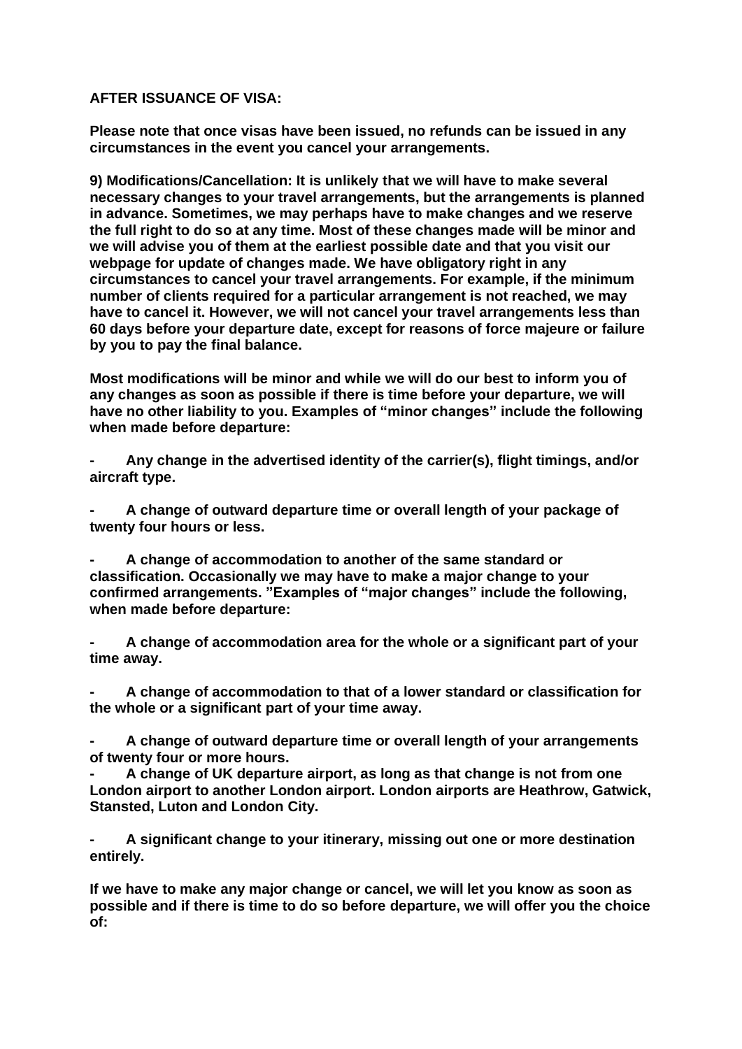**AFTER ISSUANCE OF VISA:**

**Please note that once visas have been issued, no refunds can be issued in any circumstances in the event you cancel your arrangements.**

**9) Modifications/Cancellation: It is unlikely that we will have to make several necessary changes to your travel arrangements, but the arrangements is planned in advance. Sometimes, we may perhaps have to make changes and we reserve the full right to do so at any time. Most of these changes made will be minor and we will advise you of them at the earliest possible date and that you visit our webpage for update of changes made. We have obligatory right in any circumstances to cancel your travel arrangements. For example, if the minimum number of clients required for a particular arrangement is not reached, we may have to cancel it. However, we will not cancel your travel arrangements less than 60 days before your departure date, except for reasons of force majeure or failure by you to pay the final balance.**

**Most modifications will be minor and while we will do our best to inform you of any changes as soon as possible if there is time before your departure, we will have no other liability to you. Examples of "minor changes" include the following when made before departure:**

- **Any change in the advertised identity of the carrier(s), flight timings, and/or aircraft type.**

- **A change of outward departure time or overall length of your package of twenty four hours or less.**

- **A change of accommodation to another of the same standard or classification. Occasionally we may have to make a major change to your confirmed arrangements. "Examples of "major changes" include the following, when made before departure:**

- **A change of accommodation area for the whole or a significant part of your time away.**

- **A change of accommodation to that of a lower standard or classification for the whole or a significant part of your time away.**

- **A change of outward departure time or overall length of your arrangements of twenty four or more hours.**
- **A change of UK departure airport, as long as that change is not from one London airport to another London airport. London airports are Heathrow, Gatwick, Stansted, Luton and London City.**

- **A significant change to your itinerary, missing out one or more destination entirely.**

**If we have to make any major change or cancel, we will let you know as soon as possible and if there is time to do so before departure, we will offer you the choice of:**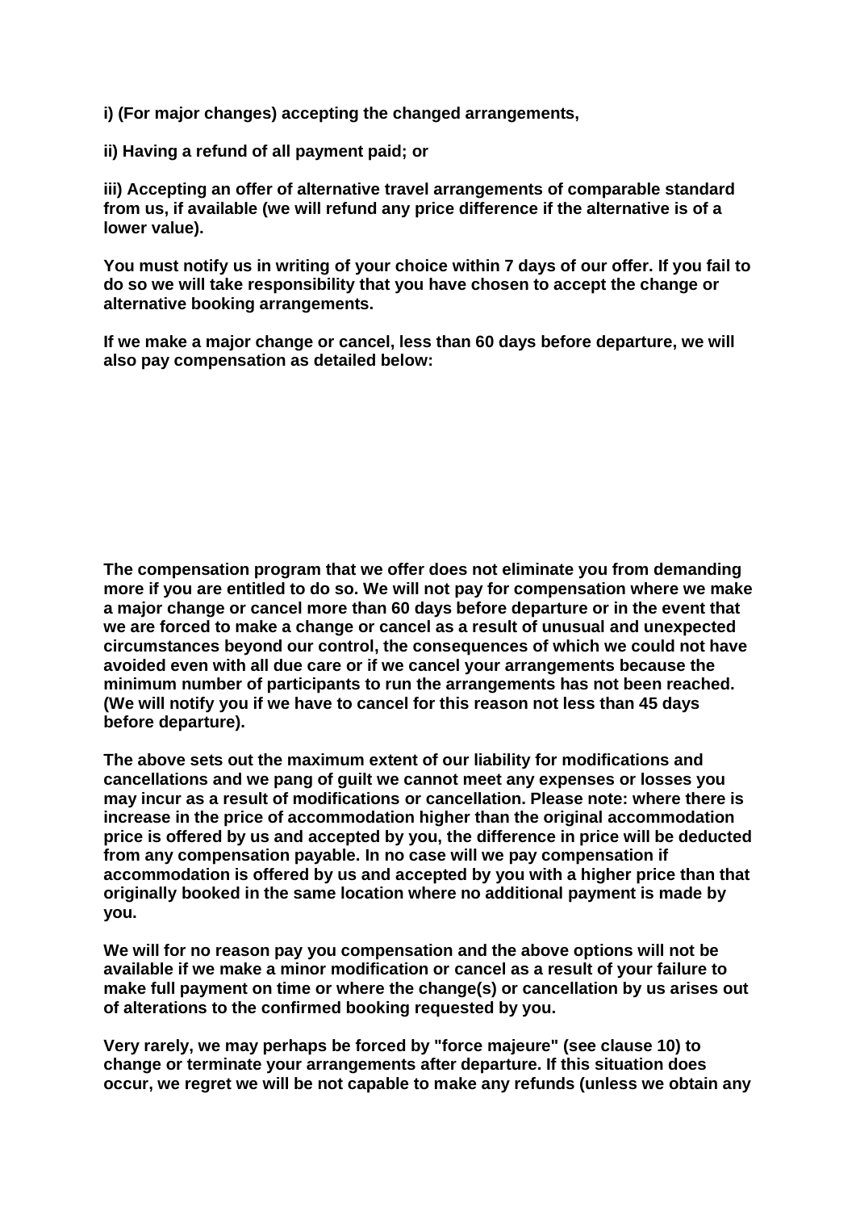**i) (For major changes) accepting the changed arrangements,**

**ii) Having a refund of all payment paid; or**

**iii) Accepting an offer of alternative travel arrangements of comparable standard from us, if available (we will refund any price difference if the alternative is of a lower value).**

**You must notify us in writing of your choice within 7 days of our offer. If you fail to do so we will take responsibility that you have chosen to accept the change or alternative booking arrangements.**

**If we make a major change or cancel, less than 60 days before departure, we will also pay compensation as detailed below:**

**The compensation program that we offer does not eliminate you from demanding more if you are entitled to do so. We will not pay for compensation where we make a major change or cancel more than 60 days before departure or in the event that we are forced to make a change or cancel as a result of unusual and unexpected circumstances beyond our control, the consequences of which we could not have avoided even with all due care or if we cancel your arrangements because the minimum number of participants to run the arrangements has not been reached. (We will notify you if we have to cancel for this reason not less than 45 days before departure).**

**The above sets out the maximum extent of our liability for modifications and cancellations and we pang of guilt we cannot meet any expenses or losses you may incur as a result of modifications or cancellation. Please note: where there is increase in the price of accommodation higher than the original accommodation price is offered by us and accepted by you, the difference in price will be deducted from any compensation payable. In no case will we pay compensation if accommodation is offered by us and accepted by you with a higher price than that originally booked in the same location where no additional payment is made by you.**

**We will for no reason pay you compensation and the above options will not be available if we make a minor modification or cancel as a result of your failure to make full payment on time or where the change(s) or cancellation by us arises out of alterations to the confirmed booking requested by you.**

**Very rarely, we may perhaps be forced by "force majeure" (see clause 10) to change or terminate your arrangements after departure. If this situation does occur, we regret we will be not capable to make any refunds (unless we obtain any**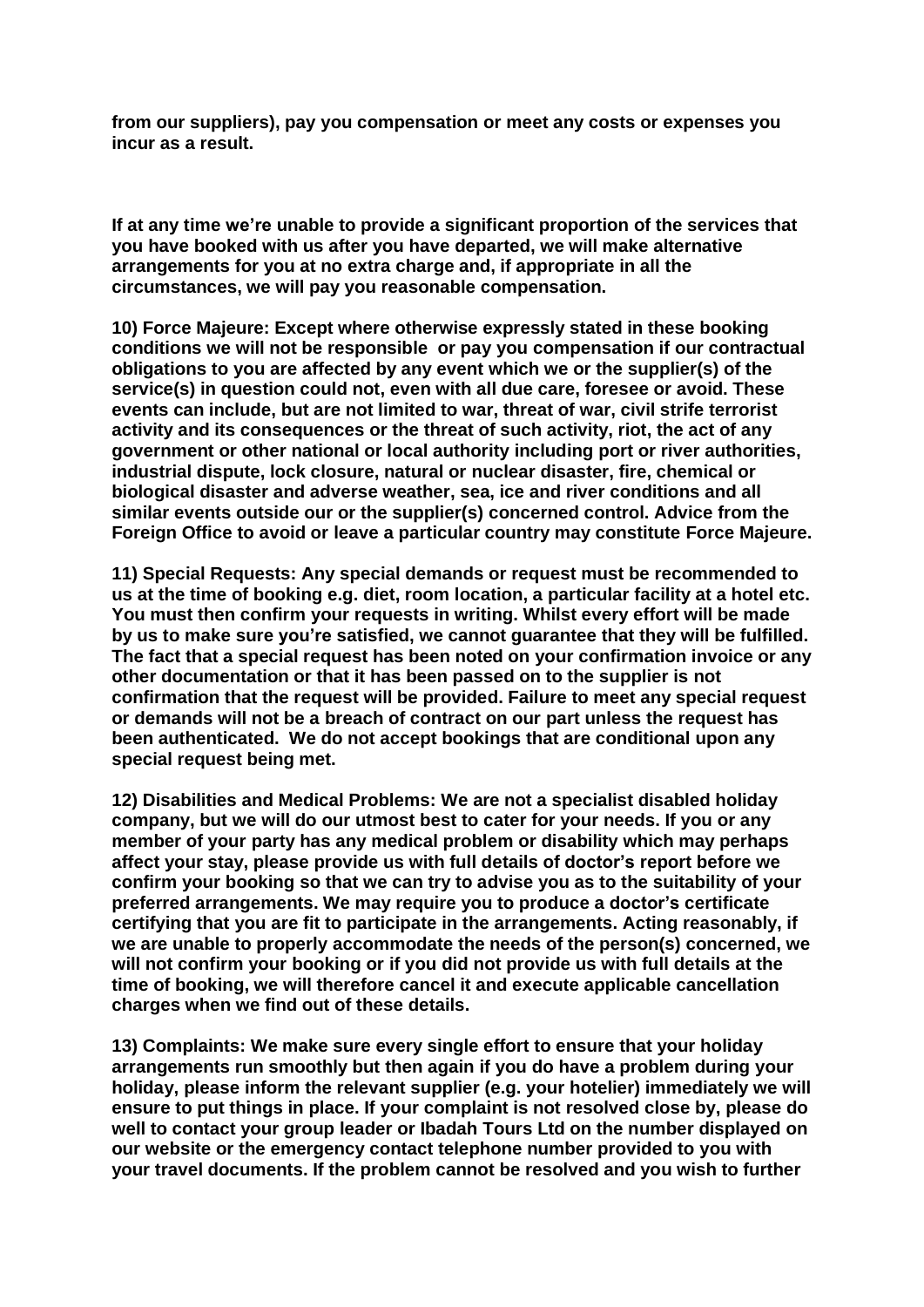**from our suppliers), pay you compensation or meet any costs or expenses you incur as a result.**

**If at any time we're unable to provide a significant proportion of the services that you have booked with us after you have departed, we will make alternative arrangements for you at no extra charge and, if appropriate in all the circumstances, we will pay you reasonable compensation.**

**10) Force Majeure: Except where otherwise expressly stated in these booking conditions we will not be responsible or pay you compensation if our contractual obligations to you are affected by any event which we or the supplier(s) of the service(s) in question could not, even with all due care, foresee or avoid. These events can include, but are not limited to war, threat of war, civil strife terrorist activity and its consequences or the threat of such activity, riot, the act of any government or other national or local authority including port or river authorities, industrial dispute, lock closure, natural or nuclear disaster, fire, chemical or biological disaster and adverse weather, sea, ice and river conditions and all similar events outside our or the supplier(s) concerned control. Advice from the Foreign Office to avoid or leave a particular country may constitute Force Majeure.**

**11) Special Requests: Any special demands or request must be recommended to us at the time of booking e.g. diet, room location, a particular facility at a hotel etc. You must then confirm your requests in writing. Whilst every effort will be made by us to make sure you're satisfied, we cannot guarantee that they will be fulfilled. The fact that a special request has been noted on your confirmation invoice or any other documentation or that it has been passed on to the supplier is not confirmation that the request will be provided. Failure to meet any special request or demands will not be a breach of contract on our part unless the request has been authenticated. We do not accept bookings that are conditional upon any special request being met.**

**12) Disabilities and Medical Problems: We are not a specialist disabled holiday company, but we will do our utmost best to cater for your needs. If you or any member of your party has any medical problem or disability which may perhaps affect your stay, please provide us with full details of doctor's report before we confirm your booking so that we can try to advise you as to the suitability of your preferred arrangements. We may require you to produce a doctor's certificate certifying that you are fit to participate in the arrangements. Acting reasonably, if we are unable to properly accommodate the needs of the person(s) concerned, we will not confirm your booking or if you did not provide us with full details at the time of booking, we will therefore cancel it and execute applicable cancellation charges when we find out of these details.**

**13) Complaints: We make sure every single effort to ensure that your holiday arrangements run smoothly but then again if you do have a problem during your holiday, please inform the relevant supplier (e.g. your hotelier) immediately we will ensure to put things in place. If your complaint is not resolved close by, please do well to contact your group leader or Ibadah Tours Ltd on the number displayed on our website or the emergency contact telephone number provided to you with your travel documents. If the problem cannot be resolved and you wish to further**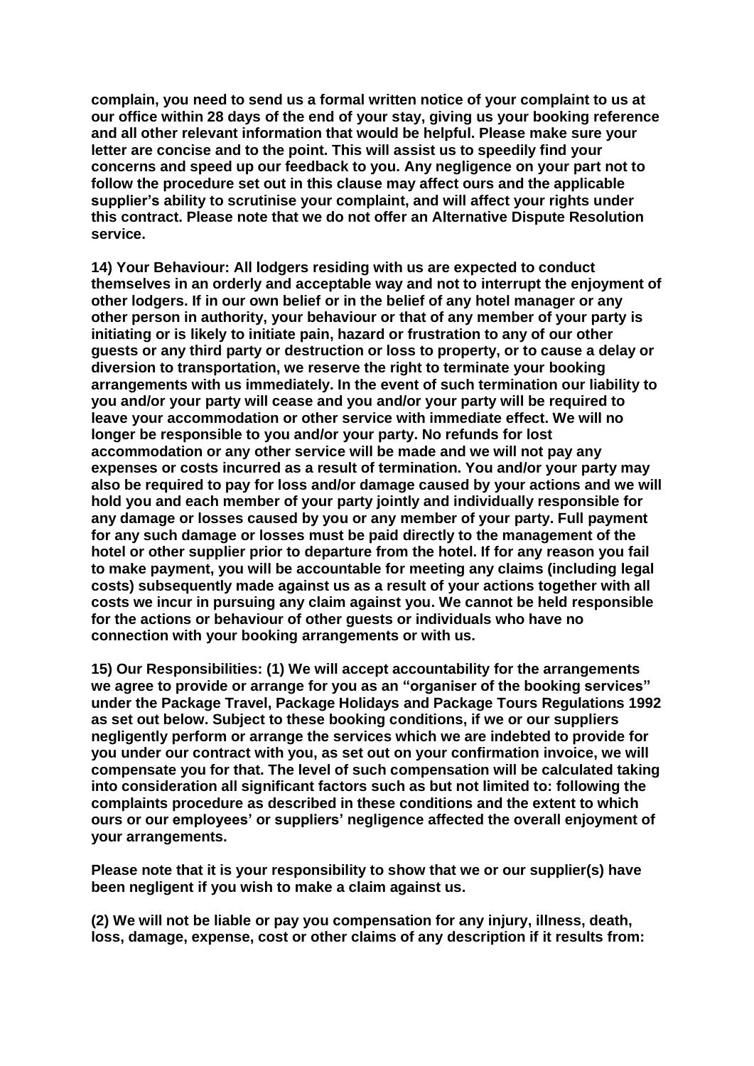**complain, you need to send us a formal written notice of your complaint to us at our office within 28 days of the end of your stay, giving us your booking reference and all other relevant information that would be helpful. Please make sure your letter are concise and to the point. This will assist us to speedily find your concerns and speed up our feedback to you. Any negligence on your part not to follow the procedure set out in this clause may affect ours and the applicable supplier's ability to scrutinise your complaint, and will affect your rights under this contract. Please note that we do not offer an Alternative Dispute Resolution service.**

**14) Your Behaviour: All lodgers residing with us are expected to conduct themselves in an orderly and acceptable way and not to interrupt the enjoyment of other lodgers. If in our own belief or in the belief of any hotel manager or any other person in authority, your behaviour or that of any member of your party is initiating or is likely to initiate pain, hazard or frustration to any of our other guests or any third party or destruction or loss to property, or to cause a delay or diversion to transportation, we reserve the right to terminate your booking arrangements with us immediately. In the event of such termination our liability to you and/or your party will cease and you and/or your party will be required to leave your accommodation or other service with immediate effect. We will no longer be responsible to you and/or your party. No refunds for lost accommodation or any other service will be made and we will not pay any expenses or costs incurred as a result of termination. You and/or your party may also be required to pay for loss and/or damage caused by your actions and we will hold you and each member of your party jointly and individually responsible for any damage or losses caused by you or any member of your party. Full payment for any such damage or losses must be paid directly to the management of the hotel or other supplier prior to departure from the hotel. If for any reason you fail to make payment, you will be accountable for meeting any claims (including legal costs) subsequently made against us as a result of your actions together with all costs we incur in pursuing any claim against you. We cannot be held responsible for the actions or behaviour of other guests or individuals who have no connection with your booking arrangements or with us.**

**15) Our Responsibilities: (1) We will accept accountability for the arrangements we agree to provide or arrange for you as an "organiser of the booking services" under the Package Travel, Package Holidays and Package Tours Regulations 1992 as set out below. Subject to these booking conditions, if we or our suppliers negligently perform or arrange the services which we are indebted to provide for you under our contract with you, as set out on your confirmation invoice, we will compensate you for that. The level of such compensation will be calculated taking into consideration all significant factors such as but not limited to: following the complaints procedure as described in these conditions and the extent to which ours or our employees' or suppliers' negligence affected the overall enjoyment of your arrangements.**

**Please note that it is your responsibility to show that we or our supplier(s) have been negligent if you wish to make a claim against us.**

**(2) We will not be liable or pay you compensation for any injury, illness, death, loss, damage, expense, cost or other claims of any description if it results from:**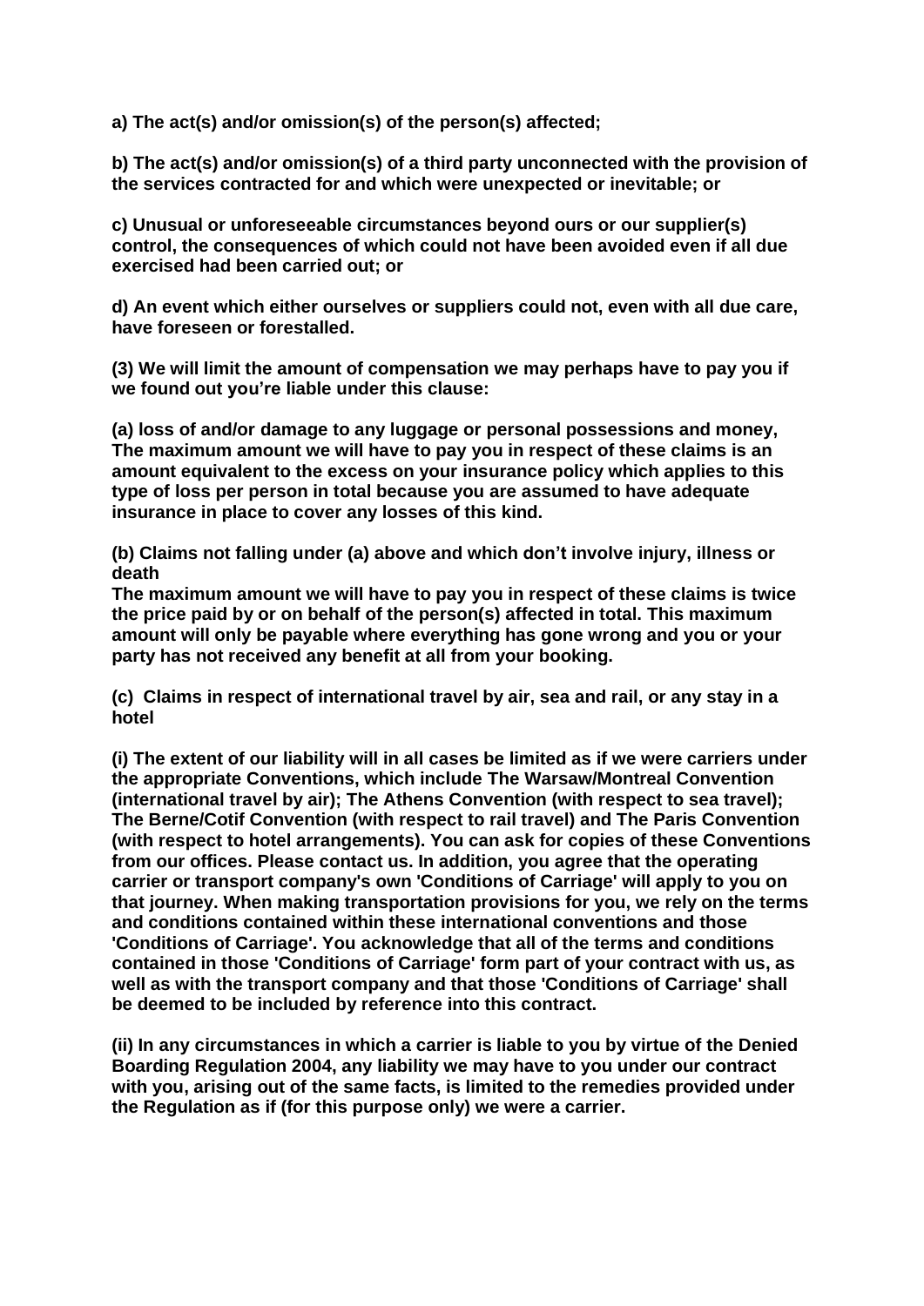**a) The act(s) and/or omission(s) of the person(s) affected;**

**b) The act(s) and/or omission(s) of a third party unconnected with the provision of the services contracted for and which were unexpected or inevitable; or**

**c) Unusual or unforeseeable circumstances beyond ours or our supplier(s) control, the consequences of which could not have been avoided even if all due exercised had been carried out; or**

**d) An event which either ourselves or suppliers could not, even with all due care, have foreseen or forestalled.**

**(3) We will limit the amount of compensation we may perhaps have to pay you if we found out you're liable under this clause:**

**(a) loss of and/or damage to any luggage or personal possessions and money, The maximum amount we will have to pay you in respect of these claims is an amount equivalent to the excess on your insurance policy which applies to this type of loss per person in total because you are assumed to have adequate insurance in place to cover any losses of this kind.**

**(b) Claims not falling under (a) above and which don't involve injury, illness or death**
**The maximum amount we will have to pay you in respect of these claims is twice the price paid by or on behalf of the person(s) affected in total. This maximum amount will only be payable where everything has gone wrong and you or your party has not received any benefit at all from your booking.**

**(c) Claims in respect of international travel by air, sea and rail, or any stay in a hotel**

**(i) The extent of our liability will in all cases be limited as if we were carriers under the appropriate Conventions, which include The Warsaw/Montreal Convention (international travel by air); The Athens Convention (with respect to sea travel); The Berne/Cotif Convention (with respect to rail travel) and The Paris Convention (with respect to hotel arrangements). You can ask for copies of these Conventions from our offices. Please contact us. In addition, you agree that the operating carrier or transport company's own 'Conditions of Carriage' will apply to you on that journey. When making transportation provisions for you, we rely on the terms and conditions contained within these international conventions and those 'Conditions of Carriage'. You acknowledge that all of the terms and conditions contained in those 'Conditions of Carriage' form part of your contract with us, as well as with the transport company and that those 'Conditions of Carriage' shall be deemed to be included by reference into this contract.**

**(ii) In any circumstances in which a carrier is liable to you by virtue of the Denied Boarding Regulation 2004, any liability we may have to you under our contract with you, arising out of the same facts, is limited to the remedies provided under the Regulation as if (for this purpose only) we were a carrier.**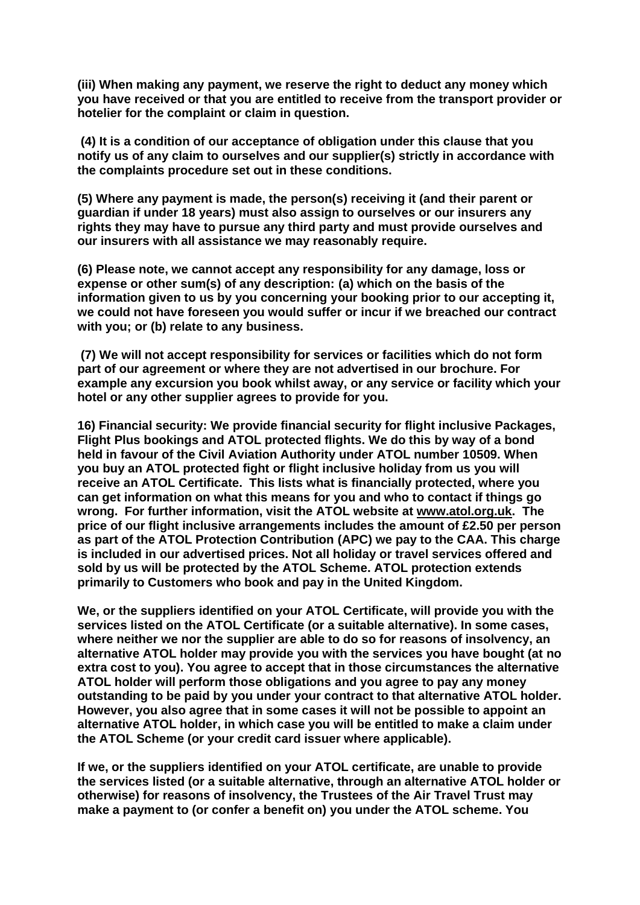**(iii) When making any payment, we reserve the right to deduct any money which you have received or that you are entitled to receive from the transport provider or hotelier for the complaint or claim in question.**

**(4) It is a condition of our acceptance of obligation under this clause that you notify us of any claim to ourselves and our supplier(s) strictly in accordance with the complaints procedure set out in these conditions.**

**(5) Where any payment is made, the person(s) receiving it (and their parent or guardian if under 18 years) must also assign to ourselves or our insurers any rights they may have to pursue any third party and must provide ourselves and our insurers with all assistance we may reasonably require.**

**(6) Please note, we cannot accept any responsibility for any damage, loss or expense or other sum(s) of any description: (a) which on the basis of the information given to us by you concerning your booking prior to our accepting it, we could not have foreseen you would suffer or incur if we breached our contract with you; or (b) relate to any business.**

**(7) We will not accept responsibility for services or facilities which do not form part of our agreement or where they are not advertised in our brochure. For example any excursion you book whilst away, or any service or facility which your hotel or any other supplier agrees to provide for you.**

**16) Financial security: We provide financial security for flight inclusive Packages, Flight Plus bookings and ATOL protected flights. We do this by way of a bond held in favour of the Civil Aviation Authority under ATOL number 10509. When you buy an ATOL protected fight or flight inclusive holiday from us you will receive an ATOL Certificate. This lists what is financially protected, where you can get information on what this means for you and who to contact if things go wrong. For further information, visit the ATOL website at www.atol.org.uk. The price of our flight inclusive arrangements includes the amount of £2.50 per person as part of the ATOL Protection Contribution (APC) we pay to the CAA. This charge is included in our advertised prices. Not all holiday or travel services offered and sold by us will be protected by the ATOL Scheme. ATOL protection extends primarily to Customers who book and pay in the United Kingdom.**

**We, or the suppliers identified on your ATOL Certificate, will provide you with the services listed on the ATOL Certificate (or a suitable alternative). In some cases, where neither we nor the supplier are able to do so for reasons of insolvency, an alternative ATOL holder may provide you with the services you have bought (at no extra cost to you). You agree to accept that in those circumstances the alternative ATOL holder will perform those obligations and you agree to pay any money outstanding to be paid by you under your contract to that alternative ATOL holder. However, you also agree that in some cases it will not be possible to appoint an alternative ATOL holder, in which case you will be entitled to make a claim under the ATOL Scheme (or your credit card issuer where applicable).**

**If we, or the suppliers identified on your ATOL certificate, are unable to provide the services listed (or a suitable alternative, through an alternative ATOL holder or otherwise) for reasons of insolvency, the Trustees of the Air Travel Trust may make a payment to (or confer a benefit on) you under the ATOL scheme. You**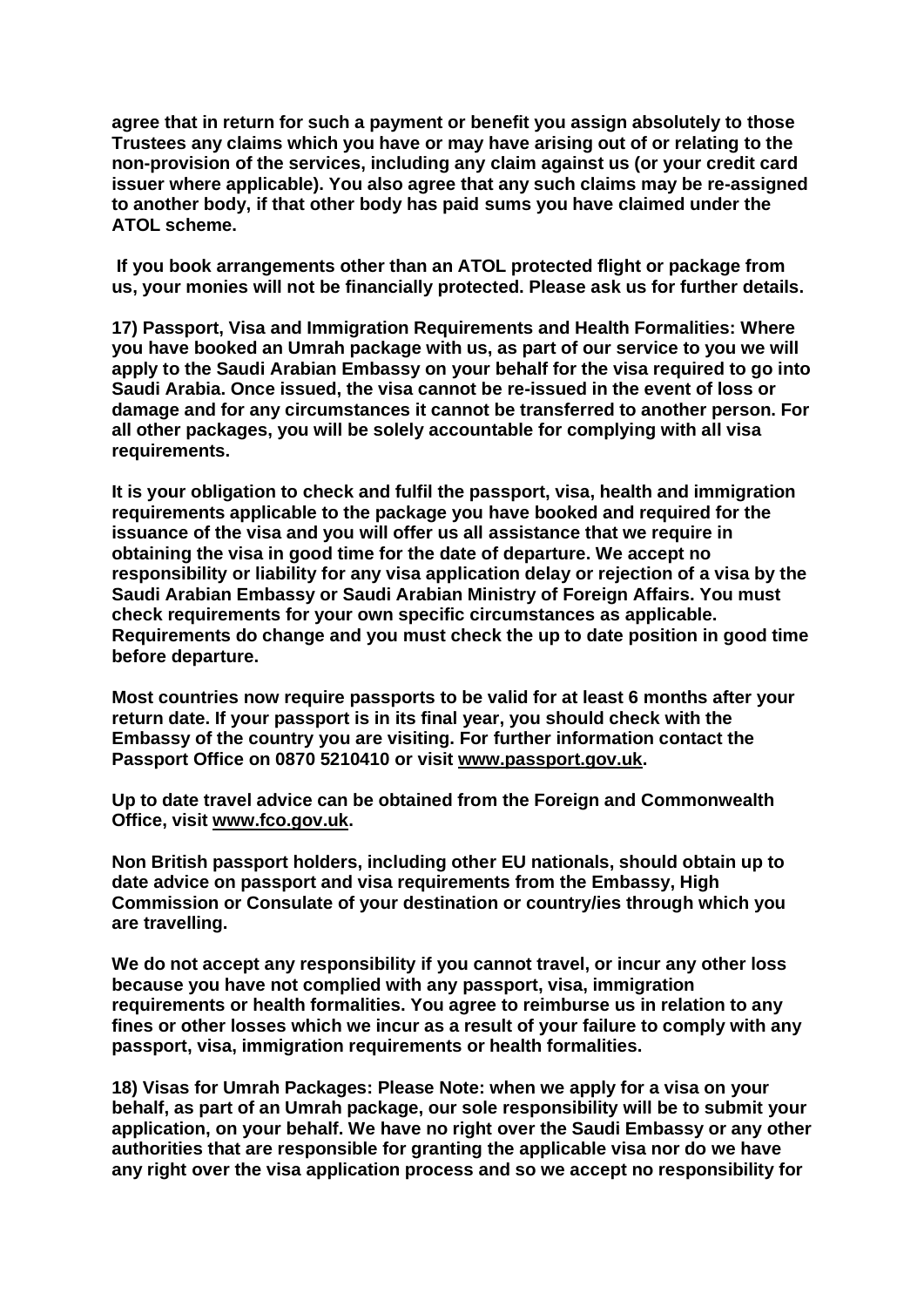**agree that in return for such a payment or benefit you assign absolutely to those Trustees any claims which you have or may have arising out of or relating to the non-provision of the services, including any claim against us (or your credit card issuer where applicable). You also agree that any such claims may be re-assigned to another body, if that other body has paid sums you have claimed under the ATOL scheme.**

**If you book arrangements other than an ATOL protected flight or package from us, your monies will not be financially protected. Please ask us for further details.**

**17) Passport, Visa and Immigration Requirements and Health Formalities: Where you have booked an Umrah package with us, as part of our service to you we will apply to the Saudi Arabian Embassy on your behalf for the visa required to go into Saudi Arabia. Once issued, the visa cannot be re-issued in the event of loss or damage and for any circumstances it cannot be transferred to another person. For all other packages, you will be solely accountable for complying with all visa requirements.**

**It is your obligation to check and fulfil the passport, visa, health and immigration requirements applicable to the package you have booked and required for the issuance of the visa and you will offer us all assistance that we require in obtaining the visa in good time for the date of departure. We accept no responsibility or liability for any visa application delay or rejection of a visa by the Saudi Arabian Embassy or Saudi Arabian Ministry of Foreign Affairs. You must check requirements for your own specific circumstances as applicable. Requirements do change and you must check the up to date position in good time before departure.**

**Most countries now require passports to be valid for at least 6 months after your return date. If your passport is in its final year, you should check with the Embassy of the country you are visiting. For further information contact the Passport Office on 0870 5210410 or visit www.passport.gov.uk.**

**Up to date travel advice can be obtained from the Foreign and Commonwealth Office, visit www.fco.gov.uk.**

**Non British passport holders, including other EU nationals, should obtain up to date advice on passport and visa requirements from the Embassy, High Commission or Consulate of your destination or country/ies through which you are travelling.**

**We do not accept any responsibility if you cannot travel, or incur any other loss because you have not complied with any passport, visa, immigration requirements or health formalities. You agree to reimburse us in relation to any fines or other losses which we incur as a result of your failure to comply with any passport, visa, immigration requirements or health formalities.**

**18) Visas for Umrah Packages: Please Note: when we apply for a visa on your behalf, as part of an Umrah package, our sole responsibility will be to submit your application, on your behalf. We have no right over the Saudi Embassy or any other authorities that are responsible for granting the applicable visa nor do we have any right over the visa application process and so we accept no responsibility for**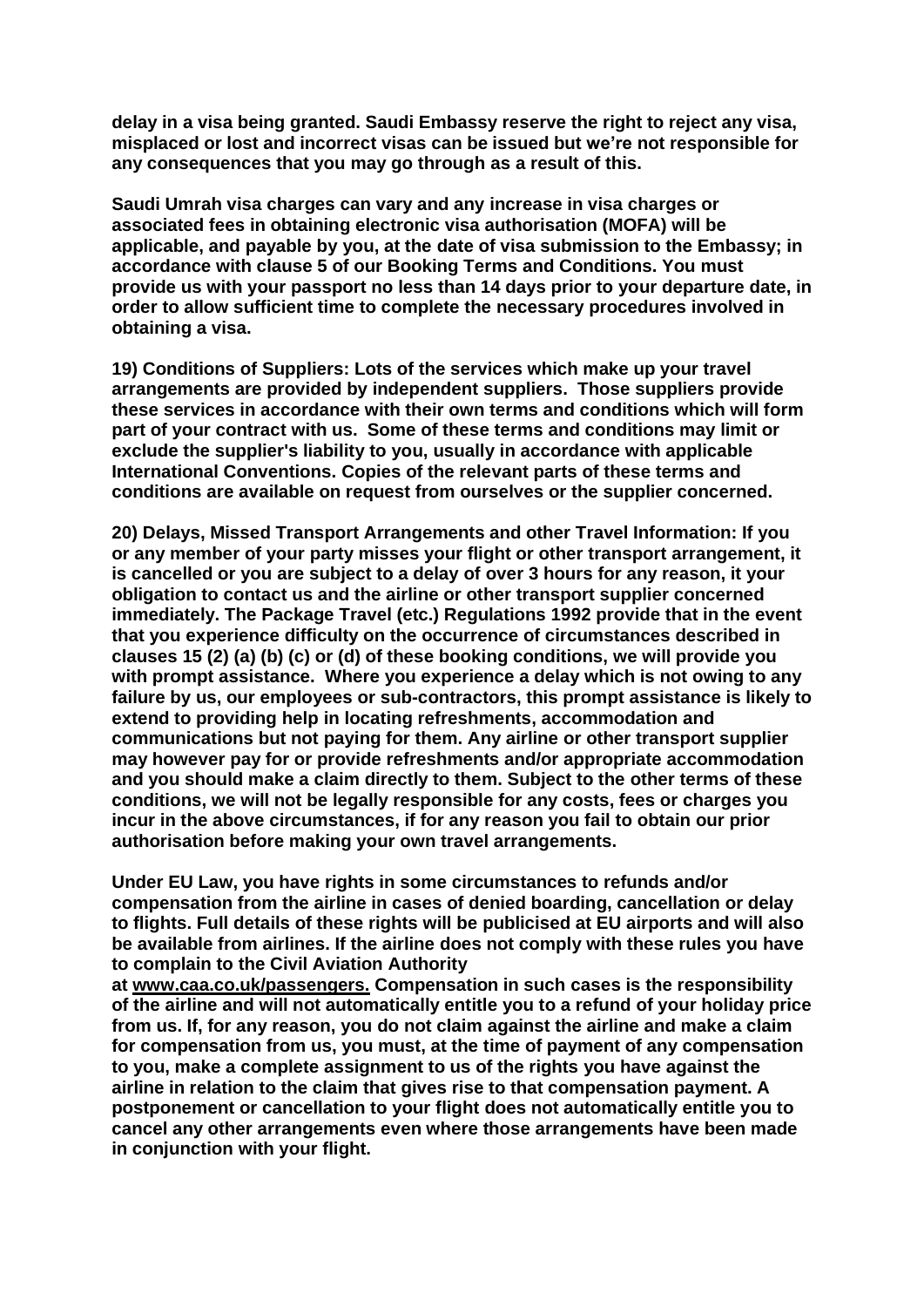**delay in a visa being granted. Saudi Embassy reserve the right to reject any visa, misplaced or lost and incorrect visas can be issued but we're not responsible for any consequences that you may go through as a result of this.**

**Saudi Umrah visa charges can vary and any increase in visa charges or associated fees in obtaining electronic visa authorisation (MOFA) will be applicable, and payable by you, at the date of visa submission to the Embassy; in accordance with clause 5 of our Booking Terms and Conditions. You must provide us with your passport no less than 14 days prior to your departure date, in order to allow sufficient time to complete the necessary procedures involved in obtaining a visa.**

**19) Conditions of Suppliers: Lots of the services which make up your travel arrangements are provided by independent suppliers. Those suppliers provide these services in accordance with their own terms and conditions which will form part of your contract with us. Some of these terms and conditions may limit or exclude the supplier's liability to you, usually in accordance with applicable International Conventions. Copies of the relevant parts of these terms and conditions are available on request from ourselves or the supplier concerned.**

**20) Delays, Missed Transport Arrangements and other Travel Information: If you or any member of your party misses your flight or other transport arrangement, it is cancelled or you are subject to a delay of over 3 hours for any reason, it your obligation to contact us and the airline or other transport supplier concerned immediately. The Package Travel (etc.) Regulations 1992 provide that in the event that you experience difficulty on the occurrence of circumstances described in clauses 15 (2) (a) (b) (c) or (d) of these booking conditions, we will provide you with prompt assistance. Where you experience a delay which is not owing to any failure by us, our employees or sub-contractors, this prompt assistance is likely to extend to providing help in locating refreshments, accommodation and communications but not paying for them. Any airline or other transport supplier may however pay for or provide refreshments and/or appropriate accommodation and you should make a claim directly to them. Subject to the other terms of these conditions, we will not be legally responsible for any costs, fees or charges you incur in the above circumstances, if for any reason you fail to obtain our prior authorisation before making your own travel arrangements.**

**Under EU Law, you have rights in some circumstances to refunds and/or compensation from the airline in cases of denied boarding, cancellation or delay to flights. Full details of these rights will be publicised at EU airports and will also be available from airlines. If the airline does not comply with these rules you have to complain to the Civil Aviation Authority at www.caa.co.uk/passengers. Compensation in such cases is the responsibility of the airline and will not automatically entitle you to a refund of your holiday price from us. If, for any reason, you do not claim against the airline and make a claim for compensation from us, you must, at the time of payment of any compensation to you, make a complete assignment to us of the rights you have against the airline in relation to the claim that gives rise to that compensation payment. A postponement or cancellation to your flight does not automatically entitle you to cancel any other arrangements even where those arrangements have been made in conjunction with your flight.**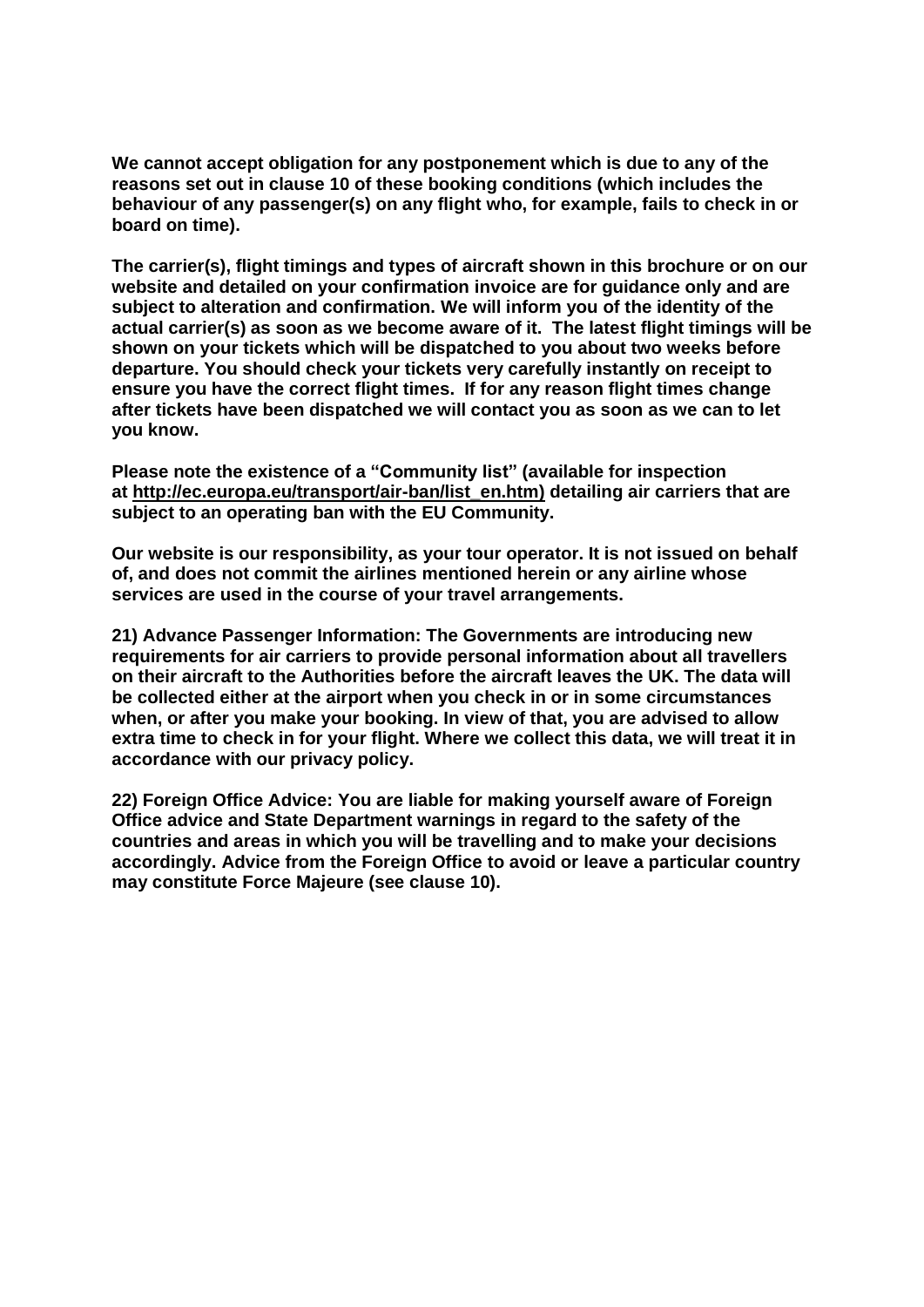**We cannot accept obligation for any postponement which is due to any of the reasons set out in clause 10 of these booking conditions (which includes the behaviour of any passenger(s) on any flight who, for example, fails to check in or board on time).**

**The carrier(s), flight timings and types of aircraft shown in this brochure or on our website and detailed on your confirmation invoice are for guidance only and are subject to alteration and confirmation. We will inform you of the identity of the actual carrier(s) as soon as we become aware of it. The latest flight timings will be shown on your tickets which will be dispatched to you about two weeks before departure. You should check your tickets very carefully instantly on receipt to ensure you have the correct flight times. If for any reason flight times change after tickets have been dispatched we will contact you as soon as we can to let you know.**

**Please note the existence of a "Community list" (available for inspection at http://ec.europa.eu/transport/air-ban/list_en.htm) detailing air carriers that are subject to an operating ban with the EU Community.**

**Our website is our responsibility, as your tour operator. It is not issued on behalf of, and does not commit the airlines mentioned herein or any airline whose services are used in the course of your travel arrangements.**

**21) Advance Passenger Information: The Governments are introducing new requirements for air carriers to provide personal information about all travellers on their aircraft to the Authorities before the aircraft leaves the UK. The data will be collected either at the airport when you check in or in some circumstances when, or after you make your booking. In view of that, you are advised to allow extra time to check in for your flight. Where we collect this data, we will treat it in accordance with our privacy policy.**

**22) Foreign Office Advice: You are liable for making yourself aware of Foreign Office advice and State Department warnings in regard to the safety of the countries and areas in which you will be travelling and to make your decisions accordingly. Advice from the Foreign Office to avoid or leave a particular country may constitute Force Majeure (see clause 10).**